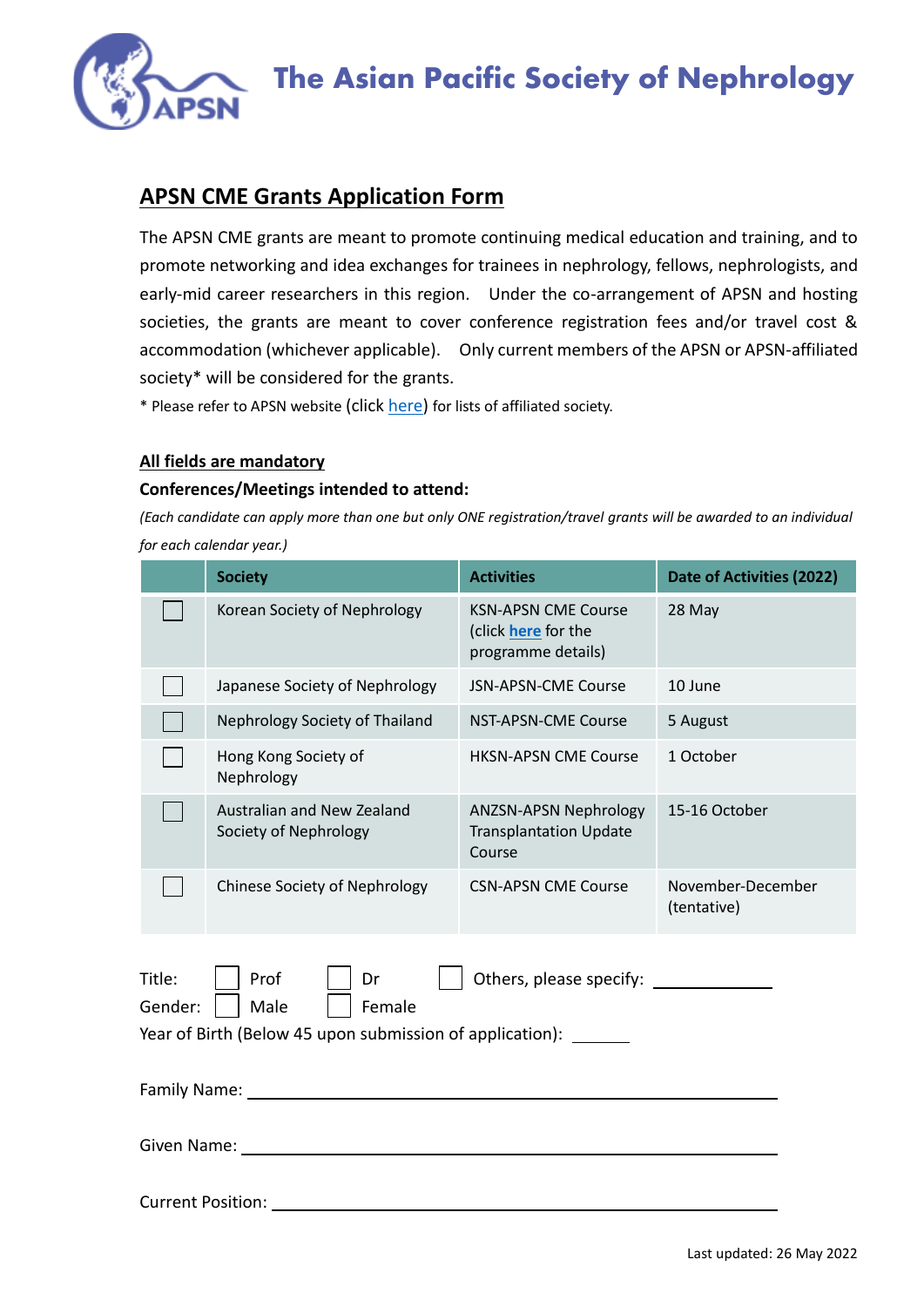# The Asian Pacific Society of Nephrology

## APSN CME Grants Application Form

The APSN CME grants are meant to promote continuing medical education and training, and to promote networking and idea exchanges for trainees in nephrology, fellows, nephrologists, and early-mid career researchers in this region. Under the co-arrangement of APSN and hosting societies, the grants are meant to cover conference registration fees and/or travel cost & accommodation (whichever applicable). Only current members of the APSN or APSN-affiliated society* will be considered for the grants.

* Please refer to APSN website (click here) for lists of affiliated society.

**All fields are mandatory**

**Conferences/Meetings intended to attend:**

*(Each candidate can apply more than one but only ONE registration/travel grants will be awarded to an individual for each calendar year.)*

| | Society | Activities | Date of Activities (2022) |
|---|---|---|---|
| ☐ | Korean Society of Nephrology | KSN-APSN CME Course (click **here** for the programme details) | 28 May |
| ☐ | Japanese Society of Nephrology | JSN-APSN-CME Course | 10 June |
| ☐ | Nephrology Society of Thailand | NST-APSN-CME Course | 5 August |
| ☐ | Hong Kong Society of Nephrology | HKSN-APSN CME Course | 1 October |
| ☐ | Australian and New Zealand Society of Nephrology | ANZSN-APSN Nephrology Transplantation Update Course | 15-16 October |
| ☐ | Chinese Society of Nephrology | CSN-APSN CME Course | November-December (tentative) |

Title: ☐ Prof ☐ Dr ☐ Others, please specify: ____________

Gender: ☐ Male ☐ Female

Year of Birth (Below 45 upon submission of application): ______

Family Name: ________________________________________________

Given Name: ________________________________________________

Current Position: ________________________________________________

Last updated: 26 May 2022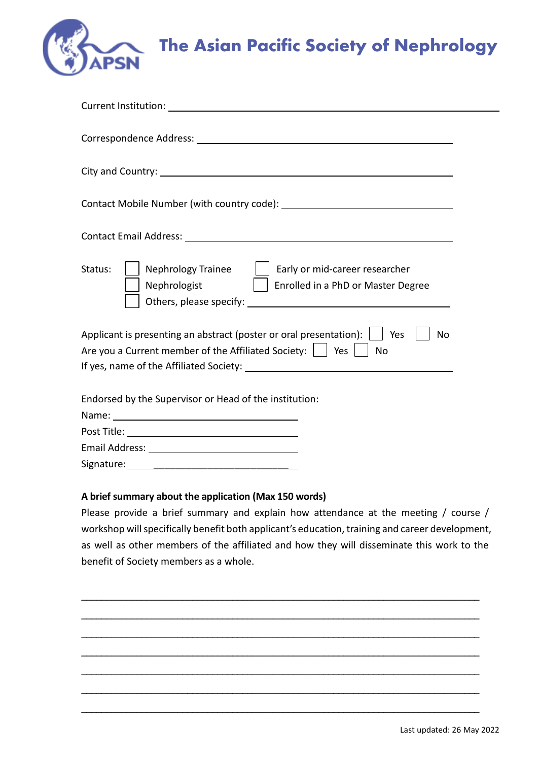# The Asian Pacific Society of Nephrology

Current Institution: ______________________________

Correspondence Address: ______________________________

City and Country: ______________________________

Contact Mobile Number (with country code): ______________________________

Contact Email Address: ______________________________

Status:
- ☐ Nephrology Trainee
- ☐ Early or mid-career researcher
- ☐ Nephrologist
- ☐ Enrolled in a PhD or Master Degree
- ☐ Others, please specify: ______________________________

Applicant is presenting an abstract (poster or oral presentation): ☐ Yes ☐ No

Are you a Current member of the Affiliated Society: ☐ Yes ☐ No

If yes, name of the Affiliated Society: ______________________________

Endorsed by the Supervisor or Head of the institution:

Name: ______________________________

Post Title: ______________________________

Email Address: ______________________________

Signature: ______________________________

**A brief summary about the application (Max 150 words)**

Please provide a brief summary and explain how attendance at the meeting / course / workshop will specifically benefit both applicant's education, training and career development, as well as other members of the affiliated and how they will disseminate this work to the benefit of Society members as a whole.

______________________________________________________________________

______________________________________________________________________

______________________________________________________________________

______________________________________________________________________

______________________________________________________________________

______________________________________________________________________

______________________________________________________________________

Last updated: 26 May 2022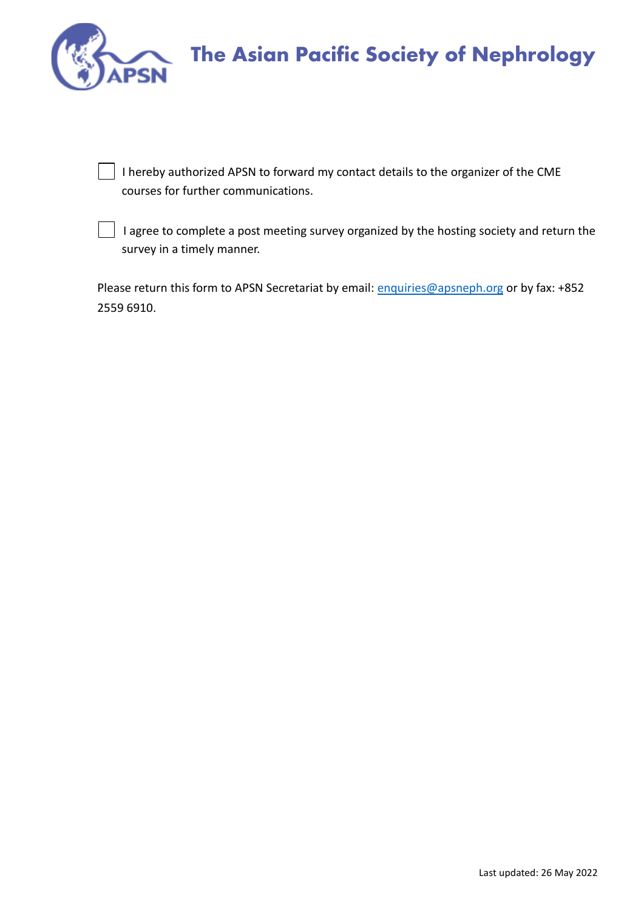- [ ] I hereby authorized APSN to forward my contact details to the organizer of the CME courses for further communications.

- [ ] I agree to complete a post meeting survey organized by the hosting society and return the survey in a timely manner.

Please return this form to APSN Secretariat by email: enquiries@apsneph.org or by fax: +852 2559 6910.

Last updated: 26 May 2022